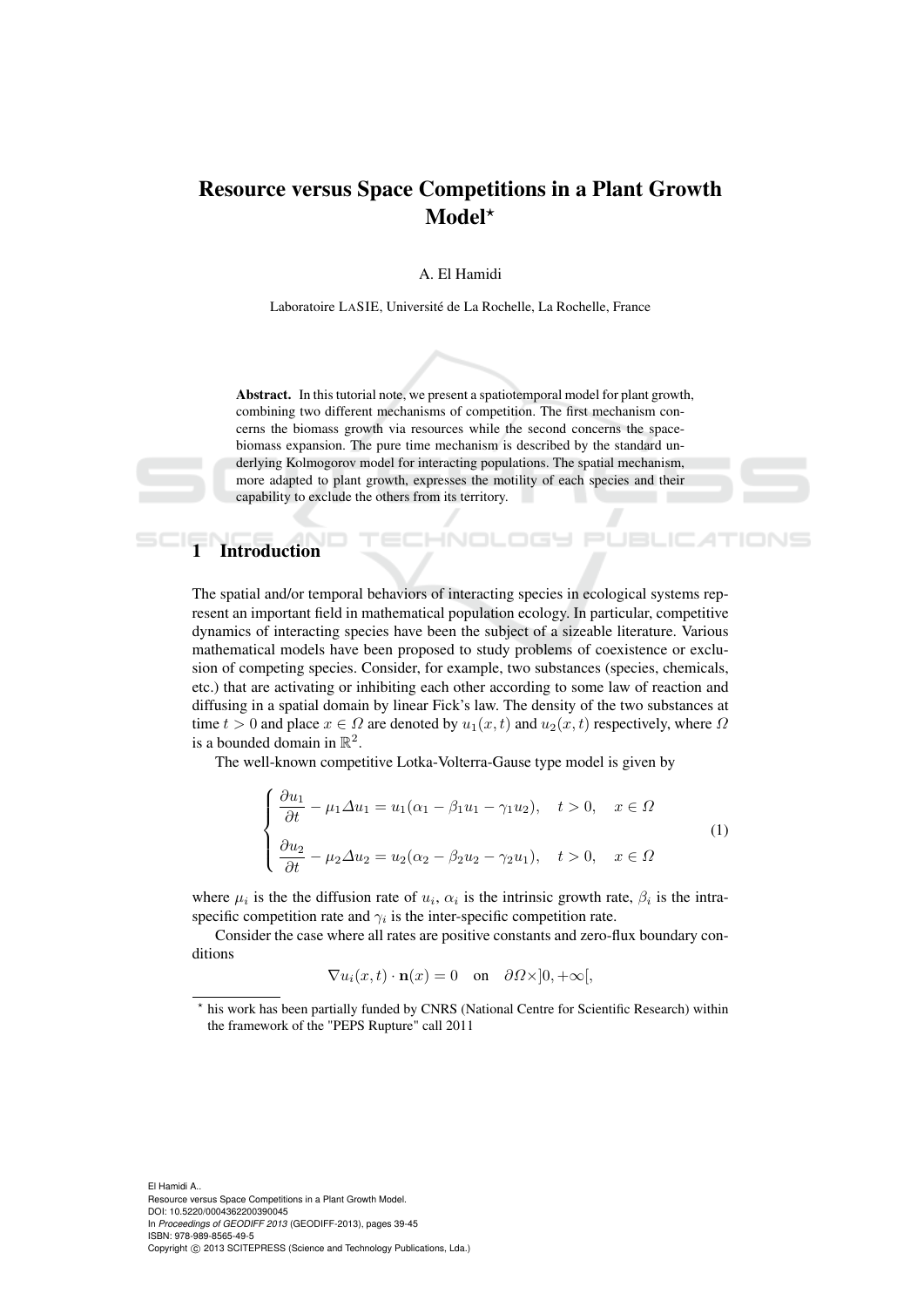# Resource versus Space Competitions in a Plant Growth Model*

A. El Hamidi

Laboratoire LaSIE, Université de La Rochelle, La Rochelle, France

**Abstract.** In this tutorial note, we present a spatiotemporal model for plant growth, combining two different mechanisms of competition. The first mechanism concerns the biomass growth via resources while the second concerns the space-biomass expansion. The pure time mechanism is described by the standard underlying Kolmogorov model for interacting populations. The spatial mechanism, more adapted to plant growth, expresses the motility of each species and their capability to exclude the others from its territory.

## 1 Introduction

The spatial and/or temporal behaviors of interacting species in ecological systems represent an important field in mathematical population ecology. In particular, competitive dynamics of interacting species have been the subject of a sizeable literature. Various mathematical models have been proposed to study problems of coexistence or exclusion of competing species. Consider, for example, two substances (species, chemicals, etc.) that are activating or inhibiting each other according to some law of reaction and diffusing in a spatial domain by linear Fick's law. The density of the two substances at time $t > 0$ and place $x \in \Omega$ are denoted by $u_1(x,t)$ and $u_2(x,t)$ respectively, where $\Omega$ is a bounded domain in $\mathbb{R}^2$.

The well-known competitive Lotka-Volterra-Gause type model is given by

$$
\begin{cases}
\dfrac{\partial u_1}{\partial t} - \mu_1 \Delta u_1 = u_1(\alpha_1 - \beta_1 u_1 - \gamma_1 u_2), \quad t > 0, \quad x \in \Omega \\[2ex]
\dfrac{\partial u_2}{\partial t} - \mu_2 \Delta u_2 = u_2(\alpha_2 - \beta_2 u_2 - \gamma_2 u_1), \quad t > 0, \quad x \in \Omega
\end{cases}
\tag{1}
$$

where $\mu_i$ is the the diffusion rate of $u_i$, $\alpha_i$ is the intrinsic growth rate, $\beta_i$ is the intra-specific competition rate and $\gamma_i$ is the inter-specific competition rate.

Consider the case where all rates are positive constants and zero-flux boundary conditions

$$
\nabla u_i(x,t) \cdot \mathbf{n}(x) = 0 \quad \text{on} \quad \partial\Omega \times ]0, +\infty[,
$$

---

* his work has been partially funded by CNRS (National Centre for Scientific Research) within the framework of the "PEPS Rupture" call 2011

El Hamidi A..
Resource versus Space Competitions in a Plant Growth Model.
DOI: 10.5220/0004362200390045
In *Proceedings of GEODIFF 2013* (GEODIFF-2013), pages 39-45
ISBN: 978-989-8565-49-5
Copyright © 2013 SCITEPRESS (Science and Technology Publications, Lda.)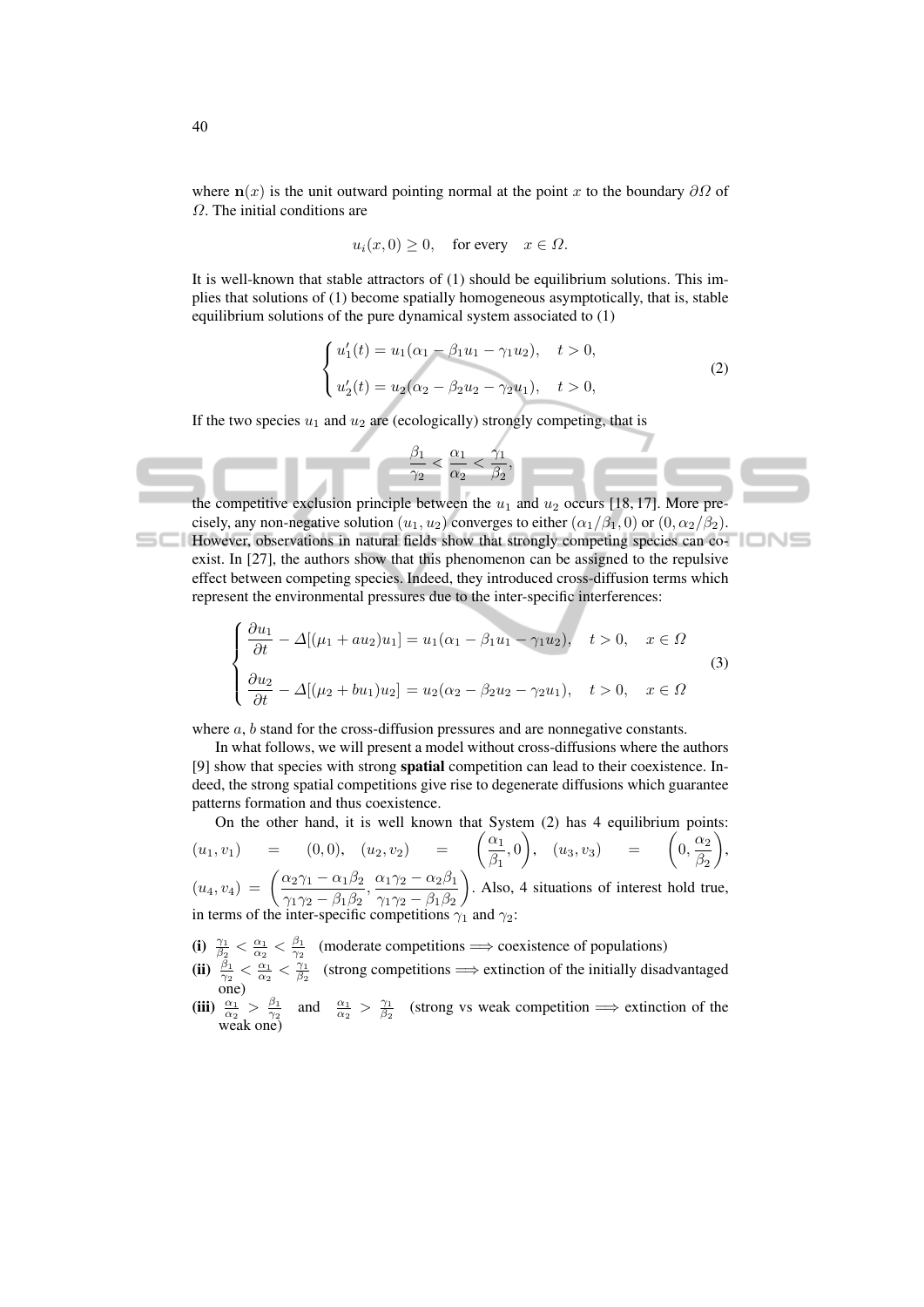where $\mathbf{n}(x)$ is the unit outward pointing normal at the point $x$ to the boundary $\partial\Omega$ of $\Omega$. The initial conditions are

$$u_i(x,0) \geq 0, \quad \text{for every} \quad x \in \Omega.$$

It is well-known that stable attractors of (1) should be equilibrium solutions. This implies that solutions of (1) become spatially homogeneous asymptotically, that is, stable equilibrium solutions of the pure dynamical system associated to (1)

$$\begin{cases} u_1'(t) = u_1(\alpha_1 - \beta_1 u_1 - \gamma_1 u_2), & t > 0, \\ u_2'(t) = u_2(\alpha_2 - \beta_2 u_2 - \gamma_2 u_1), & t > 0, \end{cases} \tag{2}$$

If the two species $u_1$ and $u_2$ are (ecologically) strongly competing, that is

$$\frac{\beta_1}{\gamma_2} < \frac{\alpha_1}{\alpha_2} < \frac{\gamma_1}{\beta_2},$$

the competitive exclusion principle between the $u_1$ and $u_2$ occurs [18, 17]. More precisely, any non-negative solution $(u_1, u_2)$ converges to either $(\alpha_1/\beta_1, 0)$ or $(0, \alpha_2/\beta_2)$. However, observations in natural fields show that strongly competing species can coexist. In [27], the authors show that this phenomenon can be assigned to the repulsive effect between competing species. Indeed, they introduced cross-diffusion terms which represent the environmental pressures due to the inter-specific interferences:

$$\begin{cases} \dfrac{\partial u_1}{\partial t} - \Delta[(\mu_1 + a u_2) u_1] = u_1(\alpha_1 - \beta_1 u_1 - \gamma_1 u_2), & t > 0, \quad x \in \Omega \\ \dfrac{\partial u_2}{\partial t} - \Delta[(\mu_2 + b u_1) u_2] = u_2(\alpha_2 - \beta_2 u_2 - \gamma_2 u_1), & t > 0, \quad x \in \Omega \end{cases} \tag{3}$$

where $a$, $b$ stand for the cross-diffusion pressures and are nonnegative constants.

In what follows, we will present a model without cross-diffusions where the authors [9] show that species with strong **spatial** competition can lead to their coexistence. Indeed, the strong spatial competitions give rise to degenerate diffusions which guarantee patterns formation and thus coexistence.

On the other hand, it is well known that System (2) has 4 equilibrium points: $(u_1, v_1) = (0,0)$, $(u_2, v_2) = \left(\dfrac{\alpha_1}{\beta_1}, 0\right)$, $(u_3, v_3) = \left(0, \dfrac{\alpha_2}{\beta_2}\right)$, $(u_4, v_4) = \left(\dfrac{\alpha_2\gamma_1 - \alpha_1\beta_2}{\gamma_1\gamma_2 - \beta_1\beta_2}, \dfrac{\alpha_1\gamma_2 - \alpha_2\beta_1}{\gamma_1\gamma_2 - \beta_1\beta_2}\right)$. Also, 4 situations of interest hold true, in terms of the inter-specific competitions $\gamma_1$ and $\gamma_2$:

**(i)** $\frac{\gamma_1}{\beta_2} < \frac{\alpha_1}{\alpha_2} < \frac{\beta_1}{\gamma_2}$ (moderate competitions $\Longrightarrow$ coexistence of populations)

**(ii)** $\frac{\beta_1}{\gamma_2} < \frac{\alpha_1}{\alpha_2} < \frac{\gamma_1}{\beta_2}$ (strong competitions $\Longrightarrow$ extinction of the initially disadvantaged one)

**(iii)** $\frac{\alpha_1}{\alpha_2} > \frac{\beta_1}{\gamma_2}$ and $\frac{\alpha_1}{\alpha_2} > \frac{\gamma_1}{\beta_2}$ (strong vs weak competition $\Longrightarrow$ extinction of the weak one)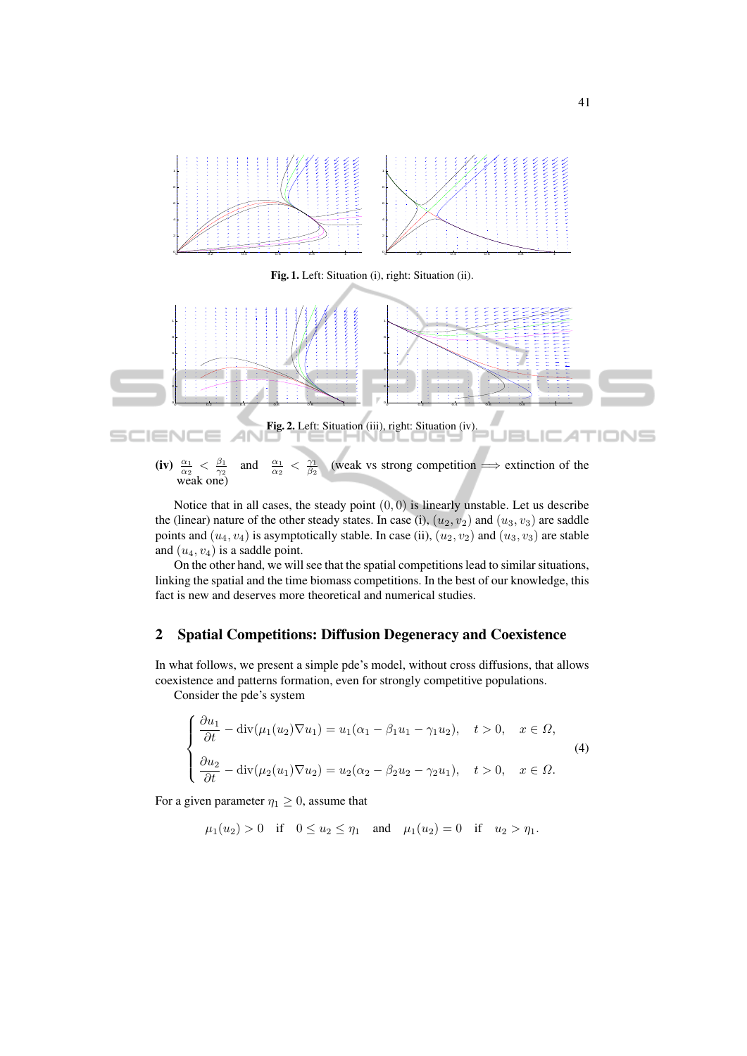**Fig. 1.** Left: Situation (i), right: Situation (ii).

**Fig. 2.** Left: Situation (iii), right: Situation (iv).

**(iv)** $\frac{\alpha_1}{\alpha_2} < \frac{\beta_1}{\gamma_2}$ and $\frac{\alpha_1}{\alpha_2} < \frac{\gamma_1}{\beta_2}$ (weak vs strong competition $\Longrightarrow$ extinction of the weak one)

Notice that in all cases, the steady point $(0, 0)$ is linearly unstable. Let us describe the (linear) nature of the other steady states. In case (i), $(u_2, v_2)$ and $(u_3, v_3)$ are saddle points and $(u_4, v_4)$ is asymptotically stable. In case (ii), $(u_2, v_2)$ and $(u_3, v_3)$ are stable and $(u_4, v_4)$ is a saddle point.

On the other hand, we will see that the spatial competitions lead to similar situations, linking the spatial and the time biomass competitions. In the best of our knowledge, this fact is new and deserves more theoretical and numerical studies.

## 2 Spatial Competitions: Diffusion Degeneracy and Coexistence

In what follows, we present a simple pde's model, without cross diffusions, that allows coexistence and patterns formation, even for strongly competitive populations.

Consider the pde's system

$$\begin{cases} \dfrac{\partial u_1}{\partial t} - \operatorname{div}(\mu_1(u_2)\nabla u_1) = u_1(\alpha_1 - \beta_1 u_1 - \gamma_1 u_2), \quad t > 0, \quad x \in \Omega, \\ \dfrac{\partial u_2}{\partial t} - \operatorname{div}(\mu_2(u_1)\nabla u_2) = u_2(\alpha_2 - \beta_2 u_2 - \gamma_2 u_1), \quad t > 0, \quad x \in \Omega. \end{cases} \tag{4}$$

For a given parameter $\eta_1 \geq 0$, assume that

$$\mu_1(u_2) > 0 \quad \text{if} \quad 0 \leq u_2 \leq \eta_1 \quad \text{and} \quad \mu_1(u_2) = 0 \quad \text{if} \quad u_2 > \eta_1.$$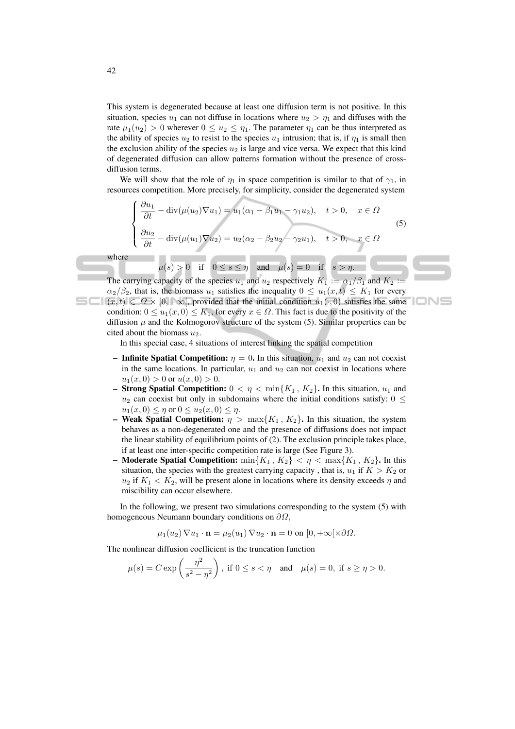This system is degenerated because at least one diffusion term is not positive. In this situation, species $u_1$ can not diffuse in locations where $u_2 > \eta_1$ and diffuses with the rate $\mu_1(u_2) > 0$ wherever $0 \leq u_2 \leq \eta_1$. The parameter $\eta_1$ can be thus interpreted as the ability of species $u_2$ to resist to the species $u_1$ intrusion; that is, if $\eta_1$ is small then the exclusion ability of the species $u_2$ is large and vice versa. We expect that this kind of degenerated diffusion can allow patterns formation without the presence of cross-diffusion terms.

We will show that the role of $\eta_1$ in space competition is similar to that of $\gamma_1$, in resources competition. More precisely, for simplicity, consider the degenerated system

$$\begin{cases} \dfrac{\partial u_1}{\partial t} - \operatorname{div}(\mu(u_2)\nabla u_1) = u_1(\alpha_1 - \beta_1 u_1 - \gamma_1 u_2), \quad t > 0, \quad x \in \Omega \\[2ex] \dfrac{\partial u_2}{\partial t} - \operatorname{div}(\mu(u_1)\nabla u_2) = u_2(\alpha_2 - \beta_2 u_2 - \gamma_2 u_1), \quad t > 0, \quad x \in \Omega \end{cases} \tag{5}$$

where

$$\mu(s) > 0 \quad \text{if} \quad 0 \leq s \leq \eta \quad \text{and} \quad \mu(s) = 0 \quad \text{if} \quad s > \eta.$$

The carrying capacity of the species $u_1$ and $u_2$ respectively $K_1 := \alpha_1/\beta_1$ and $K_2 := \alpha_2/\beta_2$, that is, the biomass $u_1$ satisfies the inequality $0 \leq u_1(x,t) \leq K_1$ for every $(x,t) \in \Omega \times [0, +\infty[$, provided that the initial condition $u_1(\cdot, 0)$ satisfies the same condition: $0 \leq u_1(x, 0) \leq K_1$, for every $x \in \Omega$. This fact is due to the positivity of the diffusion $\mu$ and the Kolmogorov structure of the system (5). Similar properties can be cited about the biomass $u_2$.

In this special case, 4 situations of interest linking the spatial competition

- **Infinite Spatial Competition:** $\eta = 0$**.** In this situation, $u_1$ and $u_2$ can not coexist in the same locations. In particular, $u_1$ and $u_2$ can not coexist in locations where $u_1(x, 0) > 0$ or $u(x, 0) > 0$.
- **Strong Spatial Competition:** $0 < \eta < \min\{K_1\,,\,K_2\}$**.** In this situation, $u_1$ and $u_2$ can coexist but only in subdomains where the initial conditions satisfy: $0 \leq u_1(x, 0) \leq \eta$ or $0 \leq u_2(x, 0) \leq \eta$.
- **Weak Spatial Competition:** $\eta > \max\{K_1\,,\,K_2\}$**.** In this situation, the system behaves as a non-degenerated one and the presence of diffusions does not impact the linear stability of equilibrium points of (2). The exclusion principle takes place, if at least one inter-specific competition rate is large (See Figure 3).
- **Moderate Spatial Competition:** $\min\{K_1\,,\,K_2\} < \eta < \max\{K_1\,,\,K_2\}$**.** In this situation, the species with the greatest carrying capacity , that is, $u_1$ if $K > K_2$ or $u_2$ if $K_1 < K_2$, will be present alone in locations where its density exceeds $\eta$ and miscibility can occur elsewhere.

In the following, we present two simulations corresponding to the system (5) with homogeneous Neumann boundary conditions on $\partial\Omega$,

$$\mu_1(u_2)\,\nabla u_1 \cdot \mathbf{n} = \mu_2(u_1)\,\nabla u_2 \cdot \mathbf{n} = 0 \text{ on } [0, +\infty[\times \partial\Omega.$$

The nonlinear diffusion coefficient is the truncation function

$$\mu(s) = C \exp\left(\frac{\eta^2}{s^2 - \eta^2}\right), \text{ if } 0 \leq s < \eta \quad \text{and} \quad \mu(s) = 0, \text{ if } s \geq \eta > 0.$$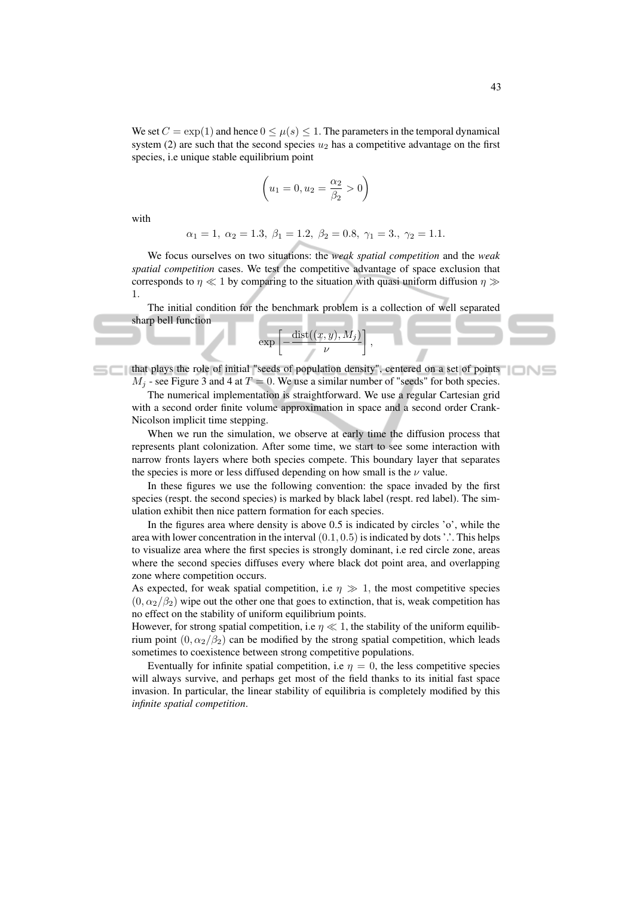We set $C = \exp(1)$ and hence $0 \leq \mu(s) \leq 1$. The parameters in the temporal dynamical system (2) are such that the second species $u_2$ has a competitive advantage on the first species, i.e unique stable equilibrium point

$$\left(u_1 = 0, u_2 = \frac{\alpha_2}{\beta_2} > 0\right)$$

with

$$\alpha_1 = 1,\ \alpha_2 = 1.3,\ \beta_1 = 1.2,\ \beta_2 = 0.8,\ \gamma_1 = 3.,\ \gamma_2 = 1.1.$$

We focus ourselves on two situations: the *weak spatial competition* and the *weak spatial competition* cases. We test the competitive advantage of space exclusion that corresponds to $\eta \ll 1$ by comparing to the situation with quasi uniform diffusion $\eta \gg 1$.

The initial condition for the benchmark problem is a collection of well separated sharp bell function

$$\exp\left[-\frac{\text{dist}((x,y), M_j)}{\nu}\right],$$

that plays the role of initial "seeds of population density", centered on a set of points $M_j$ - see Figure 3 and 4 at $T = 0$. We use a similar number of "seeds" for both species.

The numerical implementation is straightforward. We use a regular Cartesian grid with a second order finite volume approximation in space and a second order Crank-Nicolson implicit time stepping.

When we run the simulation, we observe at early time the diffusion process that represents plant colonization. After some time, we start to see some interaction with narrow fronts layers where both species compete. This boundary layer that separates the species is more or less diffused depending on how small is the $\nu$ value.

In these figures we use the following convention: the space invaded by the first species (respt. the second species) is marked by black label (respt. red label). The simulation exhibit then nice pattern formation for each species.

In the figures area where density is above 0.5 is indicated by circles 'o', while the area with lower concentration in the interval $(0.1, 0.5)$ is indicated by dots '.'. This helps to visualize area where the first species is strongly dominant, i.e red circle zone, areas where the second species diffuses every where black dot point area, and overlapping zone where competition occurs.

As expected, for weak spatial competition, i.e $\eta \gg 1$, the most competitive species $(0, \alpha_2/\beta_2)$ wipe out the other one that goes to extinction, that is, weak competition has no effect on the stability of uniform equilibrium points.

However, for strong spatial competition, i.e $\eta \ll 1$, the stability of the uniform equilibrium point $(0, \alpha_2/\beta_2)$ can be modified by the strong spatial competition, which leads sometimes to coexistence between strong competitive populations.

Eventually for infinite spatial competition, i.e $\eta = 0$, the less competitive species will always survive, and perhaps get most of the field thanks to its initial fast space invasion. In particular, the linear stability of equilibria is completely modified by this *infinite spatial competition*.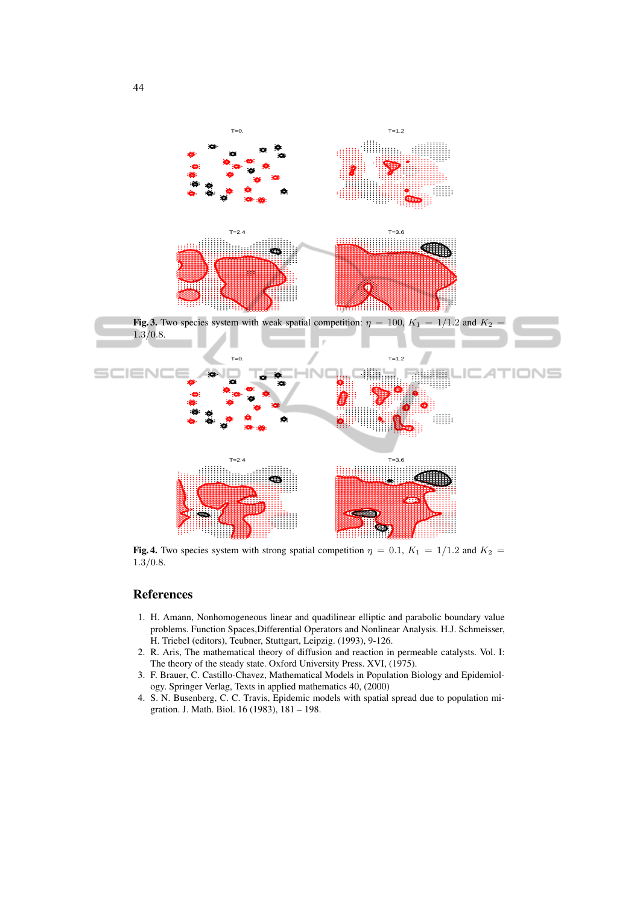Fig. 3. Two species system with weak spatial competition: $\eta = 100$, $K_1 = 1/1.2$ and $K_2 = 1.3/0.8$.

Fig. 4. Two species system with strong spatial competition $\eta = 0.1$, $K_1 = 1/1.2$ and $K_2 = 1.3/0.8$.

## References

1. H. Amann, Nonhomogeneous linear and quadilinear elliptic and parabolic boundary value problems. Function Spaces,Differential Operators and Nonlinear Analysis. H.J. Schmeisser, H. Triebel (editors), Teubner, Stuttgart, Leipzig. (1993), 9-126.
2. R. Aris, The mathematical theory of diffusion and reaction in permeable catalysts. Vol. I: The theory of the steady state. Oxford University Press. XVI, (1975).
3. F. Brauer, C. Castillo-Chavez, Mathematical Models in Population Biology and Epidemiology. Springer Verlag, Texts in applied mathematics 40, (2000)
4. S. N. Busenberg, C. C. Travis, Epidemic models with spatial spread due to population migration. J. Math. Biol. 16 (1983), 181 – 198.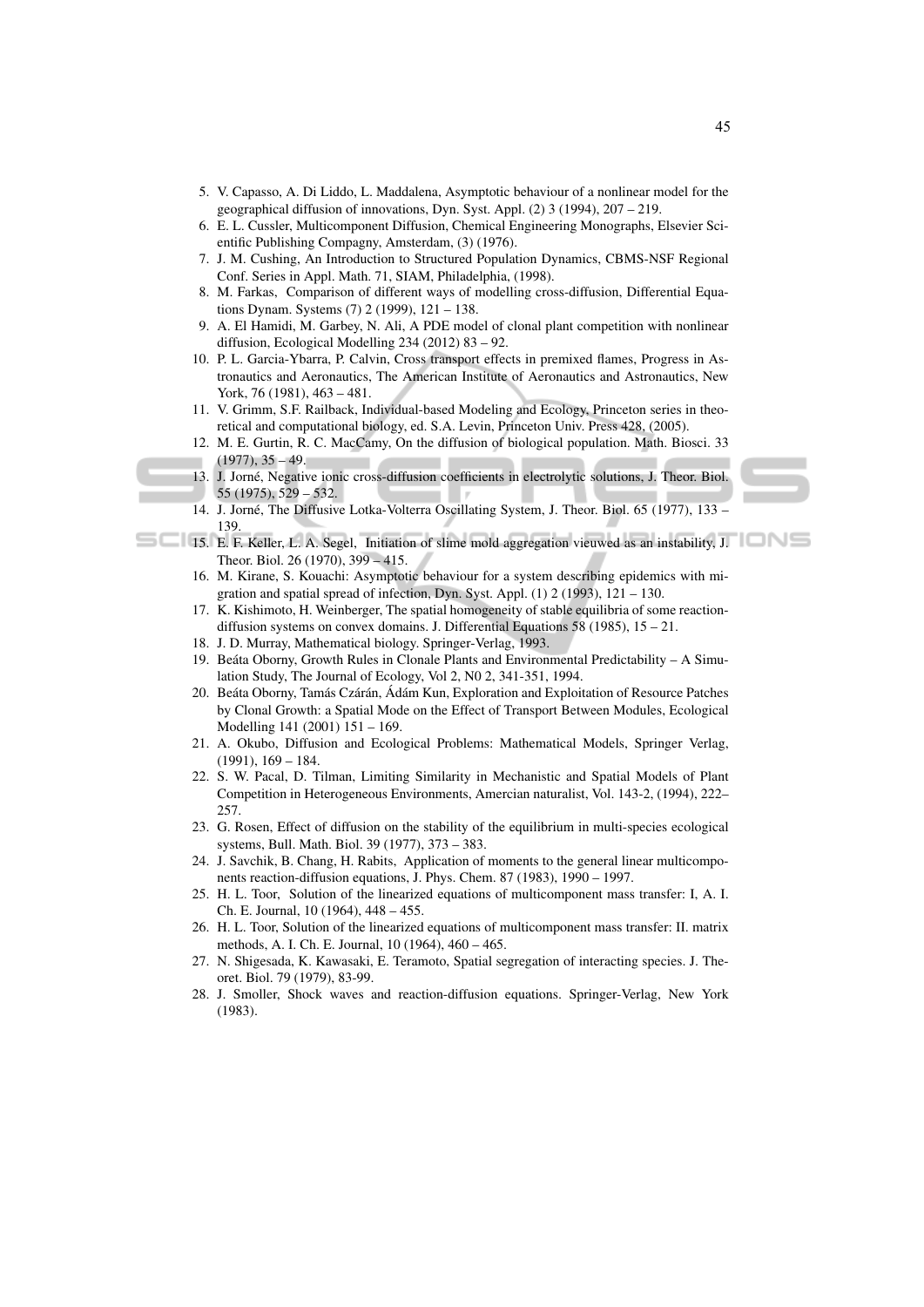5. V. Capasso, A. Di Liddo, L. Maddalena, Asymptotic behaviour of a nonlinear model for the geographical diffusion of innovations, Dyn. Syst. Appl. (2) 3 (1994), 207 – 219.
6. E. L. Cussler, Multicomponent Diffusion, Chemical Engineering Monographs, Elsevier Scientific Publishing Compagny, Amsterdam, (3) (1976).
7. J. M. Cushing, An Introduction to Structured Population Dynamics, CBMS-NSF Regional Conf. Series in Appl. Math. 71, SIAM, Philadelphia, (1998).
8. M. Farkas, Comparison of different ways of modelling cross-diffusion, Differential Equations Dynam. Systems (7) 2 (1999), 121 – 138.
9. A. El Hamidi, M. Garbey, N. Ali, A PDE model of clonal plant competition with nonlinear diffusion, Ecological Modelling 234 (2012) 83 – 92.
10. P. L. Garcia-Ybarra, P. Calvin, Cross transport effects in premixed flames, Progress in Astronautics and Aeronautics, The American Institute of Aeronautics and Astronautics, New York, 76 (1981), 463 – 481.
11. V. Grimm, S.F. Railback, Individual-based Modeling and Ecology, Princeton series in theoretical and computational biology, ed. S.A. Levin, Princeton Univ. Press 428, (2005).
12. M. E. Gurtin, R. C. MacCamy, On the diffusion of biological population. Math. Biosci. 33 (1977), 35 – 49.
13. J. Jorné, Negative ionic cross-diffusion coefficients in electrolytic solutions, J. Theor. Biol. 55 (1975), 529 – 532.
14. J. Jorné, The Diffusive Lotka-Volterra Oscillating System, J. Theor. Biol. 65 (1977), 133 – 139.
15. E. F. Keller, L. A. Segel, Initiation of slime mold aggregation vieuwed as an instability, J. Theor. Biol. 26 (1970), 399 – 415.
16. M. Kirane, S. Kouachi: Asymptotic behaviour for a system describing epidemics with migration and spatial spread of infection, Dyn. Syst. Appl. (1) 2 (1993), 121 – 130.
17. K. Kishimoto, H. Weinberger, The spatial homogeneity of stable equilibria of some reaction-diffusion systems on convex domains. J. Differential Equations 58 (1985), 15 – 21.
18. J. D. Murray, Mathematical biology. Springer-Verlag, 1993.
19. Beáta Oborny, Growth Rules in Clonale Plants and Environmental Predictability – A Simulation Study, The Journal of Ecology, Vol 2, N0 2, 341-351, 1994.
20. Beáta Oborny, Tamás Czárán, Ádám Kun, Exploration and Exploitation of Resource Patches by Clonal Growth: a Spatial Mode on the Effect of Transport Between Modules, Ecological Modelling 141 (2001) 151 – 169.
21. A. Okubo, Diffusion and Ecological Problems: Mathematical Models, Springer Verlag, (1991), 169 – 184.
22. S. W. Pacal, D. Tilman, Limiting Similarity in Mechanistic and Spatial Models of Plant Competition in Heterogeneous Environments, Amercian naturalist, Vol. 143-2, (1994), 222–257.
23. G. Rosen, Effect of diffusion on the stability of the equilibrium in multi-species ecological systems, Bull. Math. Biol. 39 (1977), 373 – 383.
24. J. Savchik, B. Chang, H. Rabits, Application of moments to the general linear multicomponents reaction-diffusion equations, J. Phys. Chem. 87 (1983), 1990 – 1997.
25. H. L. Toor, Solution of the linearized equations of multicomponent mass transfer: I, A. I. Ch. E. Journal, 10 (1964), 448 – 455.
26. H. L. Toor, Solution of the linearized equations of multicomponent mass transfer: II. matrix methods, A. I. Ch. E. Journal, 10 (1964), 460 – 465.
27. N. Shigesada, K. Kawasaki, E. Teramoto, Spatial segregation of interacting species. J. Theoret. Biol. 79 (1979), 83-99.
28. J. Smoller, Shock waves and reaction-diffusion equations. Springer-Verlag, New York (1983).